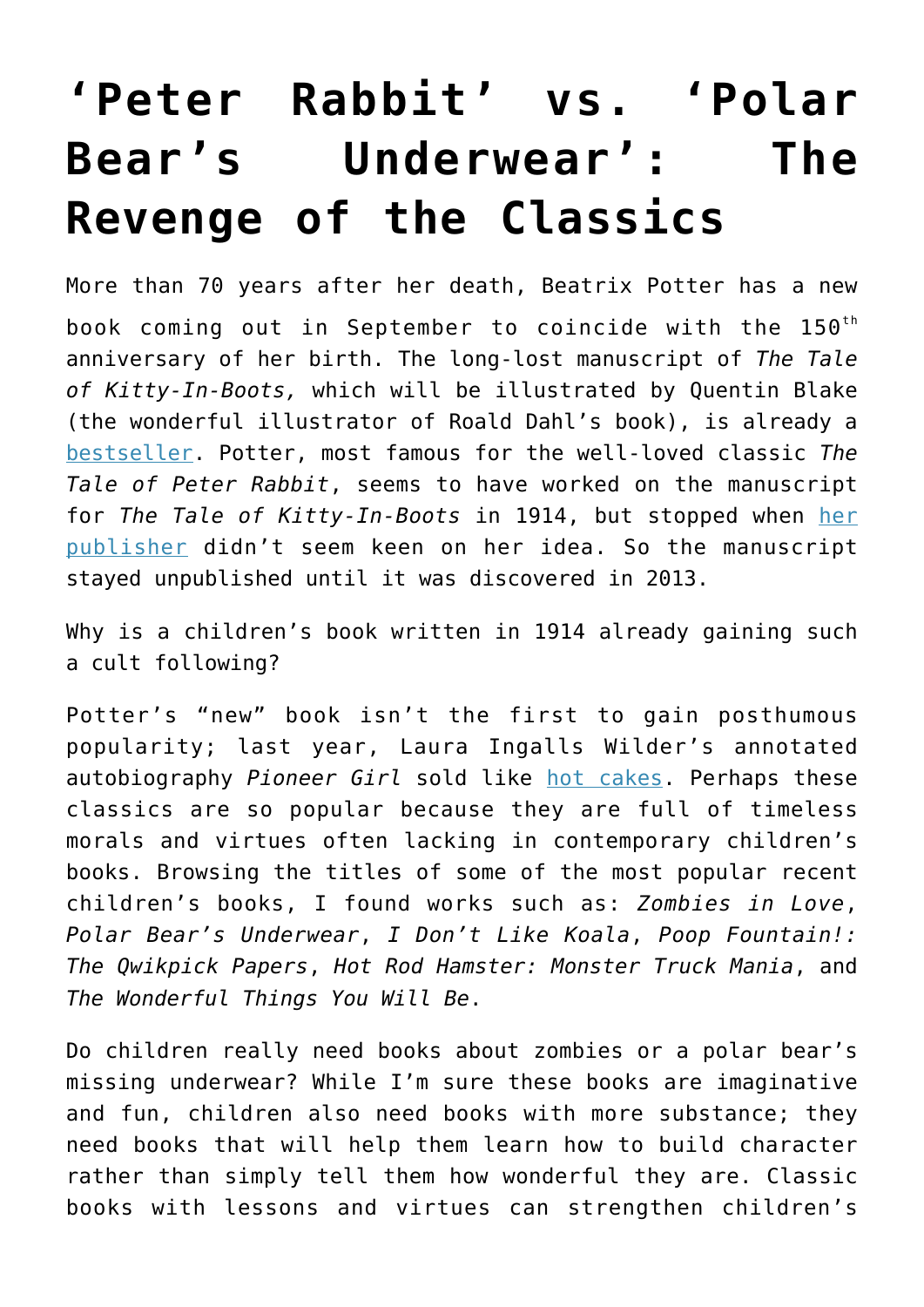# ‘Peter Rabbit’ vs. ‘Polar Bear’s Underwear’: The Revenge of the Classics

More than 70 years after her death, Beatrix Potter has a new book coming out in September to coincide with the 150th anniversary of her birth. The long-lost manuscript of *The Tale of Kitty-In-Boots,* which will be illustrated by Quentin Blake (the wonderful illustrator of Roald Dahl’s book), is already a bestseller. Potter, most famous for the well-loved classic *The Tale of Peter Rabbit*, seems to have worked on the manuscript for *The Tale of Kitty-In-Boots* in 1914, but stopped when her publisher didn’t seem keen on her idea. So the manuscript stayed unpublished until it was discovered in 2013.

Why is a children’s book written in 1914 already gaining such a cult following?

Potter’s “new” book isn’t the first to gain posthumous popularity; last year, Laura Ingalls Wilder’s annotated autobiography *Pioneer Girl* sold like hot cakes. Perhaps these classics are so popular because they are full of timeless morals and virtues often lacking in contemporary children’s books. Browsing the titles of some of the most popular recent children’s books, I found works such as: *Zombies in Love*, *Polar Bear’s Underwear*, *I Don’t Like Koala*, *Poop Fountain!: The Qwikpick Papers*, *Hot Rod Hamster: Monster Truck Mania*, and *The Wonderful Things You Will Be*.

Do children really need books about zombies or a polar bear’s missing underwear? While I’m sure these books are imaginative and fun, children also need books with more substance; they need books that will help them learn how to build character rather than simply tell them how wonderful they are. Classic books with lessons and virtues can strengthen children’s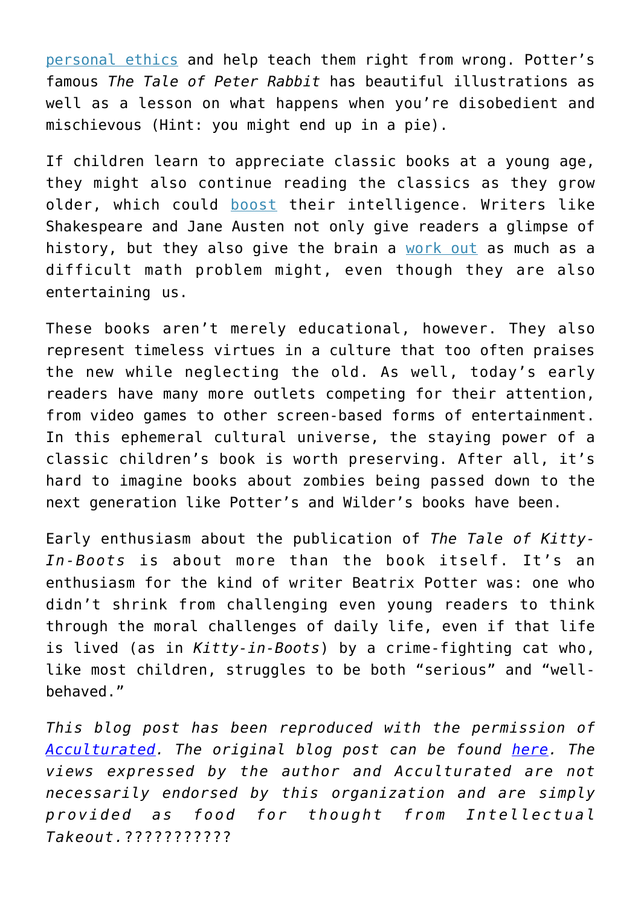personal ethics and help teach them right from wrong. Potter's famous *The Tale of Peter Rabbit* has beautiful illustrations as well as a lesson on what happens when you're disobedient and mischievous (Hint: you might end up in a pie).

If children learn to appreciate classic books at a young age, they might also continue reading the classics as they grow older, which could boost their intelligence. Writers like Shakespeare and Jane Austen not only give readers a glimpse of history, but they also give the brain a work out as much as a difficult math problem might, even though they are also entertaining us.

These books aren't merely educational, however. They also represent timeless virtues in a culture that too often praises the new while neglecting the old. As well, today's early readers have many more outlets competing for their attention, from video games to other screen-based forms of entertainment. In this ephemeral cultural universe, the staying power of a classic children's book is worth preserving. After all, it's hard to imagine books about zombies being passed down to the next generation like Potter's and Wilder's books have been.

Early enthusiasm about the publication of *The Tale of Kitty-In-Boots* is about more than the book itself. It's an enthusiasm for the kind of writer Beatrix Potter was: one who didn't shrink from challenging even young readers to think through the moral challenges of daily life, even if that life is lived (as in *Kitty-in-Boots*) by a crime-fighting cat who, like most children, struggles to be both "serious" and "well-behaved."

*This blog post has been reproduced with the permission of Acculturated. The original blog post can be found here. The views expressed by the author and Acculturated are not necessarily endorsed by this organization and are simply provided as food for thought from Intellectual Takeout.*???????????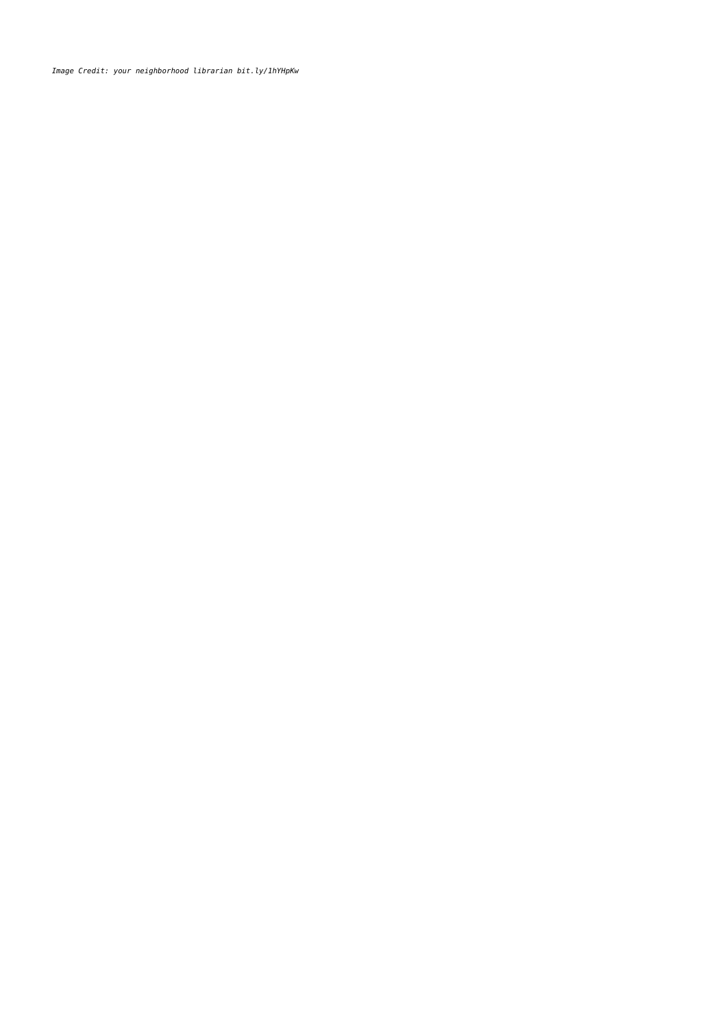*Image Credit: your neighborhood librarian bit.ly/1hYHpKw*